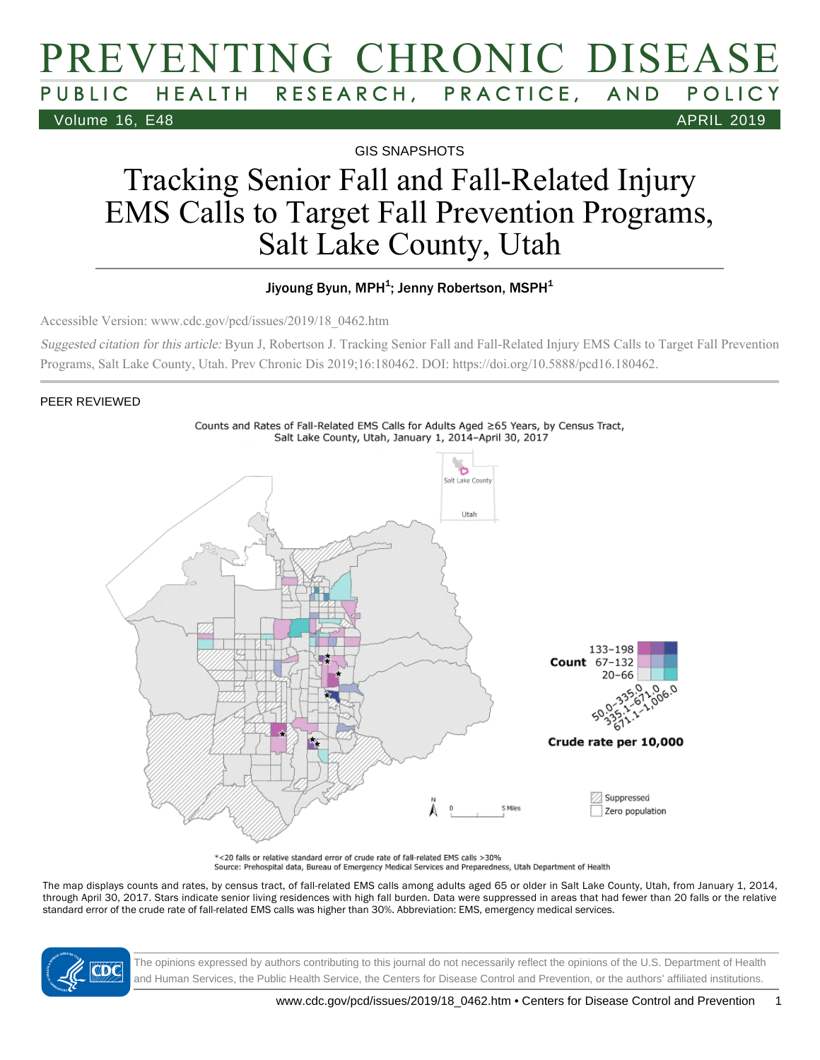GIS SNAPSHOTS

# Tracking Senior Fall and Fall-Related Injury EMS Calls to Target Fall Prevention Programs, Salt Lake County, Utah

Jiyoung Byun, MPH[1]; Jenny Robertson, MSPH[1]

Accessible Version: www.cdc.gov/pcd/issues/2019/18_0462.htm

*Suggested citation for this article:* Byun J, Robertson J. Tracking Senior Fall and Fall-Related Injury EMS Calls to Target Fall Prevention Programs, Salt Lake County, Utah. Prev Chronic Dis 2019;16:180462. DOI: https://doi.org/10.5888/pcd16.180462.

PEER REVIEWED

Counts and Rates of Fall-Related EMS Calls for Adults Aged ≥65 Years, by Census Tract, Salt Lake County, Utah, January 1, 2014–April 30, 2017

Salt Lake County

Utah

Count: 133–198; 67–132; 20–66

Crude rate per 10,000: 50.0–335.0; 335.1–671.0; 671.1–1,006.0

Suppressed

Zero population

N

0 5 Miles

*<20 falls or relative standard error of crude rate of fall-related EMS calls >30%

Source: Prehospital data, Bureau of Emergency Medical Services and Preparedness, Utah Department of Health

The map displays counts and rates, by census tract, of fall-related EMS calls among adults aged 65 or older in Salt Lake County, Utah, from January 1, 2014, through April 30, 2017. Stars indicate senior living residences with high fall burden. Data were suppressed in areas that had fewer than 20 falls or the relative standard error of the crude rate of fall-related EMS calls was higher than 30%. Abbreviation: EMS, emergency medical services.

The opinions expressed by authors contributing to this journal do not necessarily reflect the opinions of the U.S. Department of Health and Human Services, the Public Health Service, the Centers for Disease Control and Prevention, or the authors' affiliated institutions.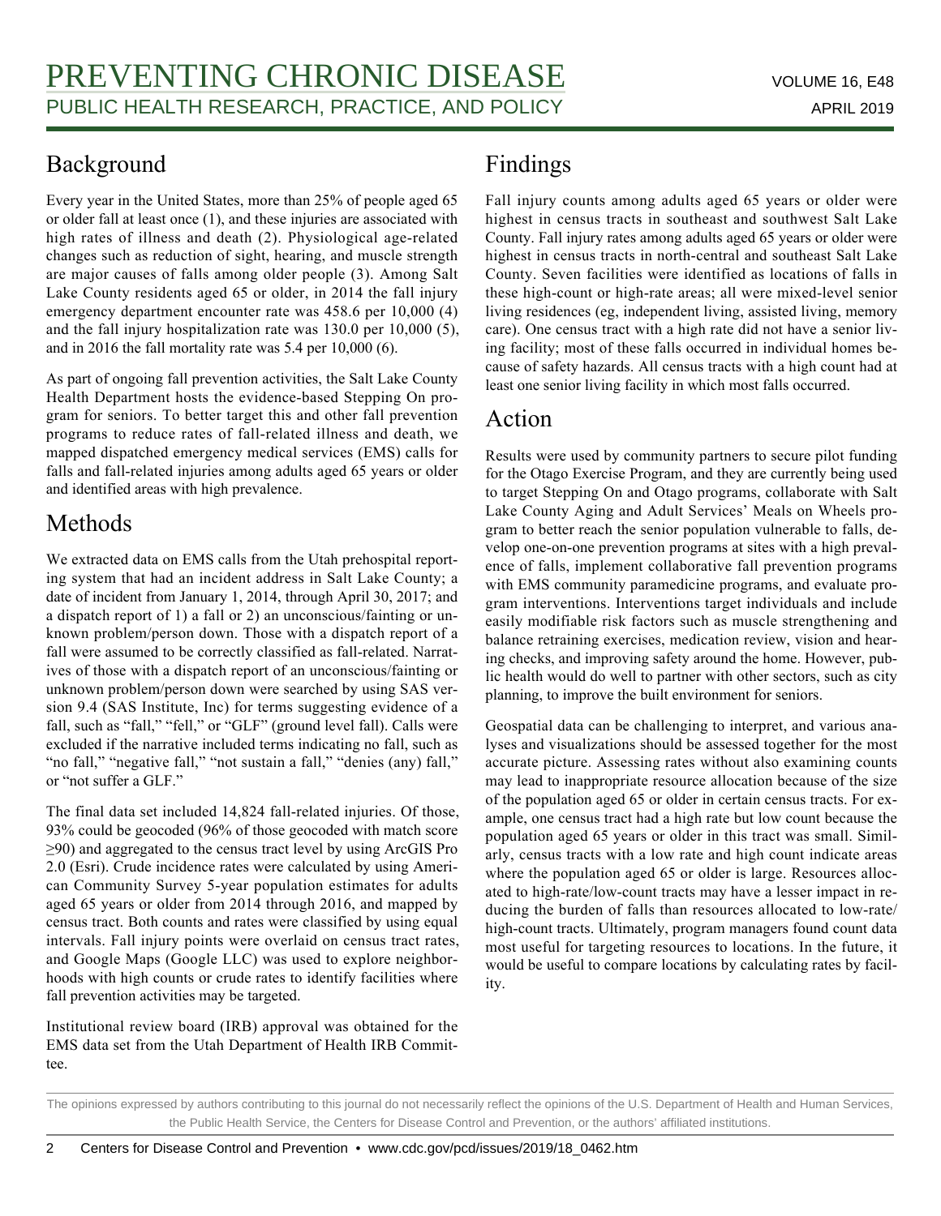## Background

Every year in the United States, more than 25% of people aged 65 or older fall at least once (1), and these injuries are associated with high rates of illness and death (2). Physiological age-related changes such as reduction of sight, hearing, and muscle strength are major causes of falls among older people (3). Among Salt Lake County residents aged 65 or older, in 2014 the fall injury emergency department encounter rate was 458.6 per 10,000 (4) and the fall injury hospitalization rate was 130.0 per 10,000 (5), and in 2016 the fall mortality rate was 5.4 per 10,000 (6).

As part of ongoing fall prevention activities, the Salt Lake County Health Department hosts the evidence-based Stepping On program for seniors. To better target this and other fall prevention programs to reduce rates of fall-related illness and death, we mapped dispatched emergency medical services (EMS) calls for falls and fall-related injuries among adults aged 65 years or older and identified areas with high prevalence.

## Methods

We extracted data on EMS calls from the Utah prehospital reporting system that had an incident address in Salt Lake County; a date of incident from January 1, 2014, through April 30, 2017; and a dispatch report of 1) a fall or 2) an unconscious/fainting or unknown problem/person down. Those with a dispatch report of a fall were assumed to be correctly classified as fall-related. Narratives of those with a dispatch report of an unconscious/fainting or unknown problem/person down were searched by using SAS version 9.4 (SAS Institute, Inc) for terms suggesting evidence of a fall, such as "fall," "fell," or "GLF" (ground level fall). Calls were excluded if the narrative included terms indicating no fall, such as "no fall," "negative fall," "not sustain a fall," "denies (any) fall," or "not suffer a GLF."

The final data set included 14,824 fall-related injuries. Of those, 93% could be geocoded (96% of those geocoded with match score ≥90) and aggregated to the census tract level by using ArcGIS Pro 2.0 (Esri). Crude incidence rates were calculated by using American Community Survey 5-year population estimates for adults aged 65 years or older from 2014 through 2016, and mapped by census tract. Both counts and rates were classified by using equal intervals. Fall injury points were overlaid on census tract rates, and Google Maps (Google LLC) was used to explore neighborhoods with high counts or crude rates to identify facilities where fall prevention activities may be targeted.

Institutional review board (IRB) approval was obtained for the EMS data set from the Utah Department of Health IRB Committee.

## Findings

Fall injury counts among adults aged 65 years or older were highest in census tracts in southeast and southwest Salt Lake County. Fall injury rates among adults aged 65 years or older were highest in census tracts in north-central and southeast Salt Lake County. Seven facilities were identified as locations of falls in these high-count or high-rate areas; all were mixed-level senior living residences (eg, independent living, assisted living, memory care). One census tract with a high rate did not have a senior living facility; most of these falls occurred in individual homes because of safety hazards. All census tracts with a high count had at least one senior living facility in which most falls occurred.

## Action

Results were used by community partners to secure pilot funding for the Otago Exercise Program, and they are currently being used to target Stepping On and Otago programs, collaborate with Salt Lake County Aging and Adult Services' Meals on Wheels program to better reach the senior population vulnerable to falls, develop one-on-one prevention programs at sites with a high prevalence of falls, implement collaborative fall prevention programs with EMS community paramedicine programs, and evaluate program interventions. Interventions target individuals and include easily modifiable risk factors such as muscle strengthening and balance retraining exercises, medication review, vision and hearing checks, and improving safety around the home. However, public health would do well to partner with other sectors, such as city planning, to improve the built environment for seniors.

Geospatial data can be challenging to interpret, and various analyses and visualizations should be assessed together for the most accurate picture. Assessing rates without also examining counts may lead to inappropriate resource allocation because of the size of the population aged 65 or older in certain census tracts. For example, one census tract had a high rate but low count because the population aged 65 years or older in this tract was small. Similarly, census tracts with a low rate and high count indicate areas where the population aged 65 or older is large. Resources allocated to high-rate/low-count tracts may have a lesser impact in reducing the burden of falls than resources allocated to low-rate/high-count tracts. Ultimately, program managers found count data most useful for targeting resources to locations. In the future, it would be useful to compare locations by calculating rates by facility.

The opinions expressed by authors contributing to this journal do not necessarily reflect the opinions of the U.S. Department of Health and Human Services, the Public Health Service, the Centers for Disease Control and Prevention, or the authors' affiliated institutions.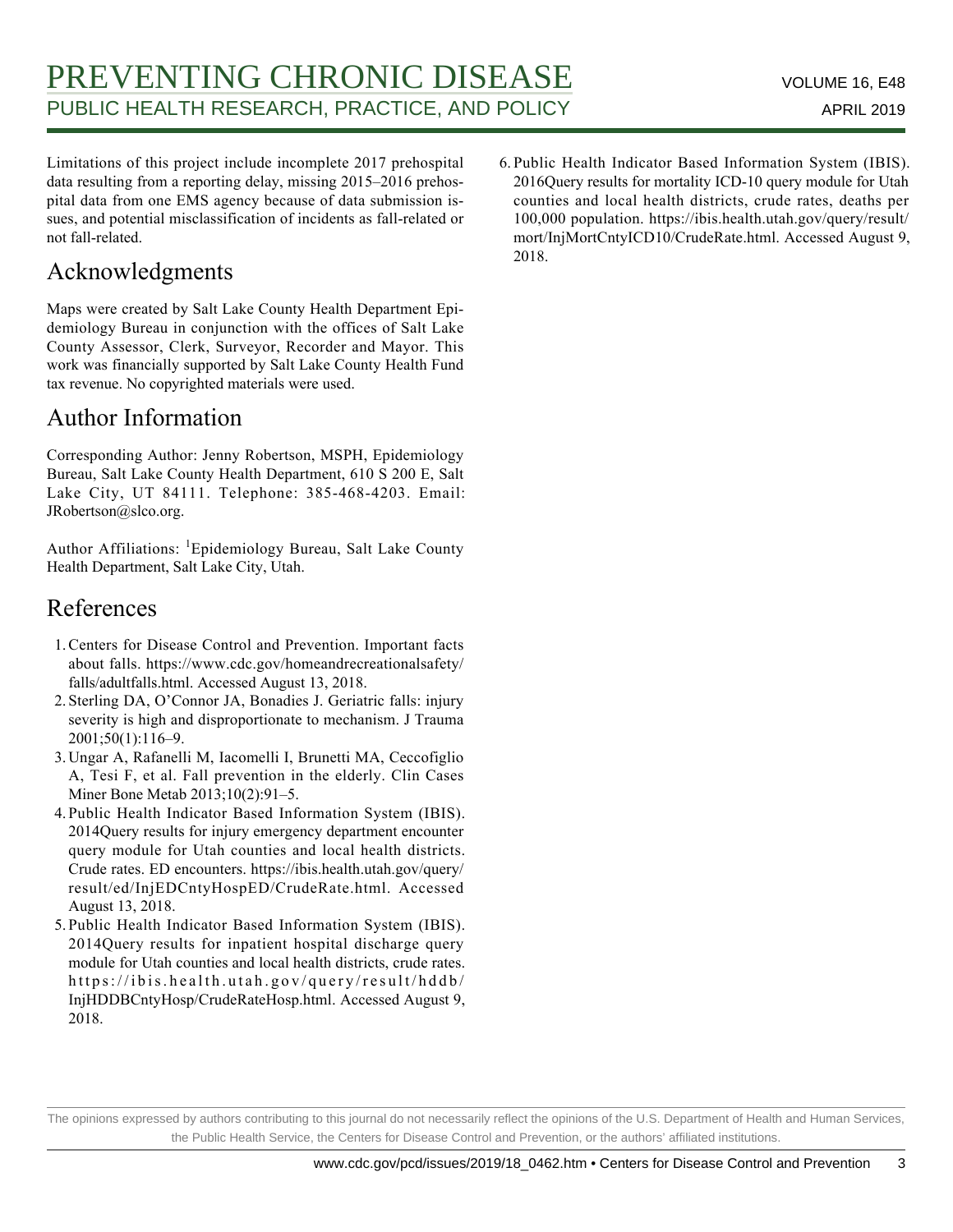Limitations of this project include incomplete 2017 prehospital data resulting from a reporting delay, missing 2015–2016 prehospital data from one EMS agency because of data submission issues, and potential misclassification of incidents as fall-related or not fall-related.

## Acknowledgments

Maps were created by Salt Lake County Health Department Epidemiology Bureau in conjunction with the offices of Salt Lake County Assessor, Clerk, Surveyor, Recorder and Mayor. This work was financially supported by Salt Lake County Health Fund tax revenue. No copyrighted materials were used.

## Author Information

Corresponding Author: Jenny Robertson, MSPH, Epidemiology Bureau, Salt Lake County Health Department, 610 S 200 E, Salt Lake City, UT 84111. Telephone: 385-468-4203. Email: JRobertson@slco.org.

Author Affiliations: [1]Epidemiology Bureau, Salt Lake County Health Department, Salt Lake City, Utah.

## References

1. Centers for Disease Control and Prevention. Important facts about falls. https://www.cdc.gov/homeandrecreationalsafety/falls/adultfalls.html. Accessed August 13, 2018.
2. Sterling DA, O'Connor JA, Bonadies J. Geriatric falls: injury severity is high and disproportionate to mechanism. J Trauma 2001;50(1):116–9.
3. Ungar A, Rafanelli M, Iacomelli I, Brunetti MA, Ceccofiglio A, Tesi F, et al. Fall prevention in the elderly. Clin Cases Miner Bone Metab 2013;10(2):91–5.
4. Public Health Indicator Based Information System (IBIS). 2014Query results for injury emergency department encounter query module for Utah counties and local health districts. Crude rates. ED encounters. https://ibis.health.utah.gov/query/result/ed/InjEDCntyHospED/CrudeRate.html. Accessed August 13, 2018.
5. Public Health Indicator Based Information System (IBIS). 2014Query results for inpatient hospital discharge query module for Utah counties and local health districts, crude rates. https://ibis.health.utah.gov/query/result/hddb/InjHDDBCntyHosp/CrudeRateHosp.html. Accessed August 9, 2018.
6. Public Health Indicator Based Information System (IBIS). 2016Query results for mortality ICD-10 query module for Utah counties and local health districts, crude rates, deaths per 100,000 population. https://ibis.health.utah.gov/query/result/mort/InjMortCntyICD10/CrudeRate.html. Accessed August 9, 2018.

The opinions expressed by authors contributing to this journal do not necessarily reflect the opinions of the U.S. Department of Health and Human Services, the Public Health Service, the Centers for Disease Control and Prevention, or the authors' affiliated institutions.